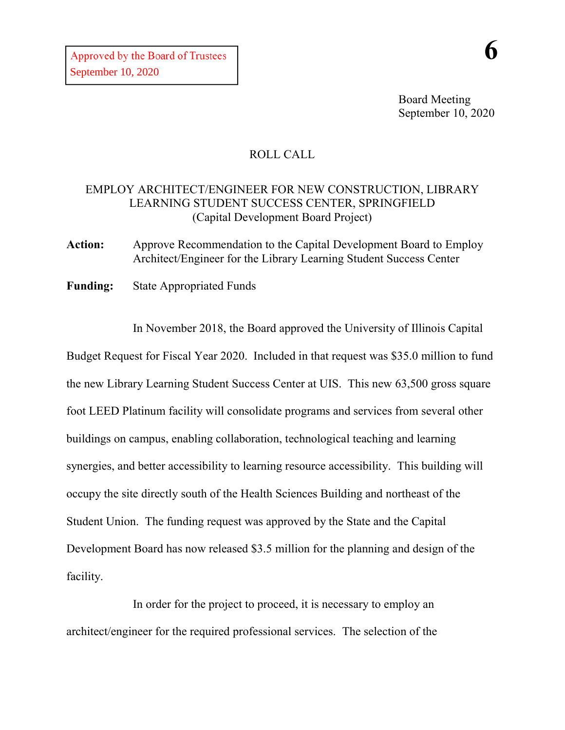Approved by the Board of Trustees
September 10, 2020

**6**

Board Meeting
September 10, 2020

ROLL CALL

EMPLOY ARCHITECT/ENGINEER FOR NEW CONSTRUCTION, LIBRARY LEARNING STUDENT SUCCESS CENTER, SPRINGFIELD
(Capital Development Board Project)

**Action:** Approve Recommendation to the Capital Development Board to Employ Architect/Engineer for the Library Learning Student Success Center

**Funding:** State Appropriated Funds

In November 2018, the Board approved the University of Illinois Capital Budget Request for Fiscal Year 2020. Included in that request was $35.0 million to fund the new Library Learning Student Success Center at UIS. This new 63,500 gross square foot LEED Platinum facility will consolidate programs and services from several other buildings on campus, enabling collaboration, technological teaching and learning synergies, and better accessibility to learning resource accessibility. This building will occupy the site directly south of the Health Sciences Building and northeast of the Student Union. The funding request was approved by the State and the Capital Development Board has now released $3.5 million for the planning and design of the facility.

In order for the project to proceed, it is necessary to employ an architect/engineer for the required professional services. The selection of the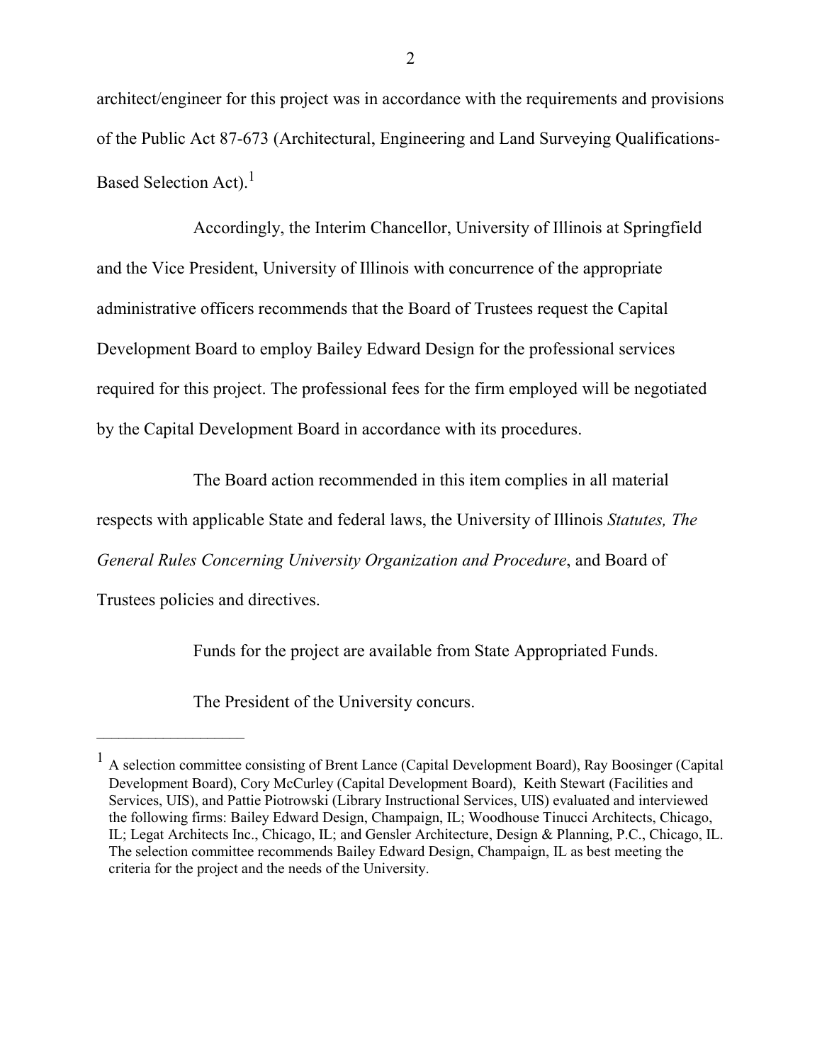architect/engineer for this project was in accordance with the requirements and provisions of the Public Act 87-673 (Architectural, Engineering and Land Surveying Qualifications-Based Selection Act).[1]

Accordingly, the Interim Chancellor, University of Illinois at Springfield and the Vice President, University of Illinois with concurrence of the appropriate administrative officers recommends that the Board of Trustees request the Capital Development Board to employ Bailey Edward Design for the professional services required for this project. The professional fees for the firm employed will be negotiated by the Capital Development Board in accordance with its procedures.

The Board action recommended in this item complies in all material respects with applicable State and federal laws, the University of Illinois *Statutes, The General Rules Concerning University Organization and Procedure*, and Board of Trustees policies and directives.

Funds for the project are available from State Appropriated Funds.

The President of the University concurs.

---

[1] A selection committee consisting of Brent Lance (Capital Development Board), Ray Boosinger (Capital Development Board), Cory McCurley (Capital Development Board), Keith Stewart (Facilities and Services, UIS), and Pattie Piotrowski (Library Instructional Services, UIS) evaluated and interviewed the following firms: Bailey Edward Design, Champaign, IL; Woodhouse Tinucci Architects, Chicago, IL; Legat Architects Inc., Chicago, IL; and Gensler Architecture, Design & Planning, P.C., Chicago, IL. The selection committee recommends Bailey Edward Design, Champaign, IL as best meeting the criteria for the project and the needs of the University.